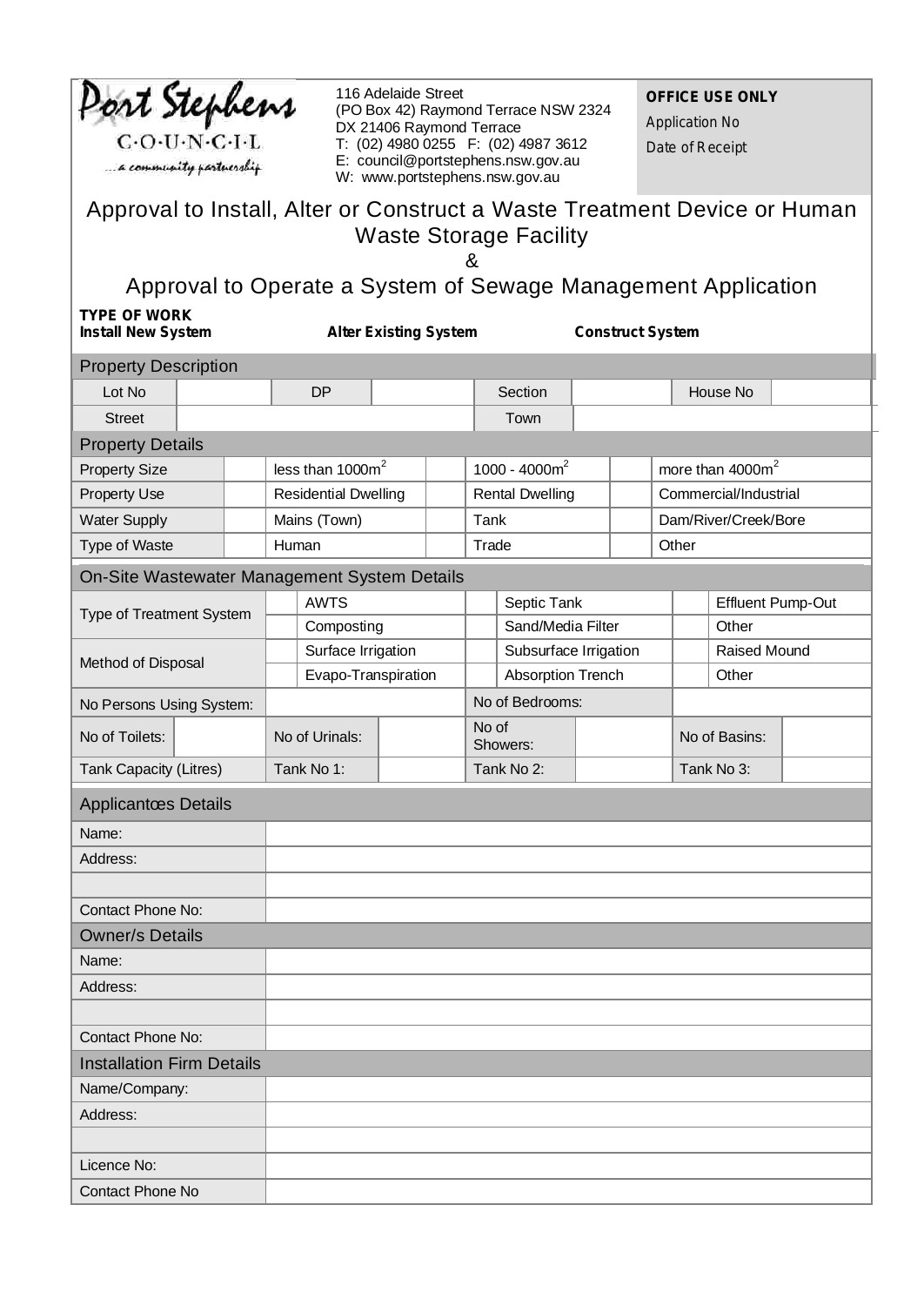Port Stephens COUNCIL
...a community partnership

116 Adelaide Street
(PO Box 42) Raymond Terrace NSW 2324
DX 21406 Raymond Terrace
T: (02) 4980 0255 F: (02) 4987 3612
E: council@portstephens.nsw.gov.au
W: www.portstephens.nsw.gov.au

**OFFICE USE ONLY**
Application No
Date of Receipt

# Approval to Install, Alter or Construct a Waste Treatment Device or Human Waste Storage Facility

&

# Approval to Operate a System of Sewage Management Application

**TYPE OF WORK**

**Install New System** **Alter Existing System** **Construct System**

## Property Description

| Lot No | | DP | | Section | | House No | |
|---|---|---|---|---|---|---|---|
| Street | | | | Town | | | |

## Property Details

| | | | | | | |
|---|---|---|---|---|---|---|
| Property Size | | less than $1000m^2$ | | $1000 - 4000m^2$ | | more than $4000m^2$ |
| Property Use | | Residential Dwelling | | Rental Dwelling | | Commercial/Industrial |
| Water Supply | | Mains (Town) | | Tank | | Dam/River/Creek/Bore |
| Type of Waste | | Human | | Trade | | Other |

## On-Site Wastewater Management System Details

| | | | | | | |
|---|---|---|---|---|---|---|
| Type of Treatment System | | AWTS | | Septic Tank | | Effluent Pump-Out |
| | | Composting | | Sand/Media Filter | | Other |
| Method of Disposal | | Surface Irrigation | | Subsurface Irrigation | | Raised Mound |
| | | Evapo-Transpiration | | Absorption Trench | | Other |

| | | | | | | | |
|---|---|---|---|---|---|---|---|
| No Persons Using System: | | | | No of Bedrooms: | | | |
| No of Toilets: | | No of Urinals: | | No of Showers: | | No of Basins: | |
| Tank Capacity (Litres) | | Tank No 1: | | Tank No 2: | | Tank No 3: | |

## Applicant's Details

| | |
|---|---|
| Name: | |
| Address: | |
| | |
| Contact Phone No: | |

## Owner/s Details

| | |
|---|---|
| Name: | |
| Address: | |
| | |
| Contact Phone No: | |

## Installation Firm Details

| | |
|---|---|
| Name/Company: | |
| Address: | |
| | |
| Licence No: | |
| Contact Phone No | |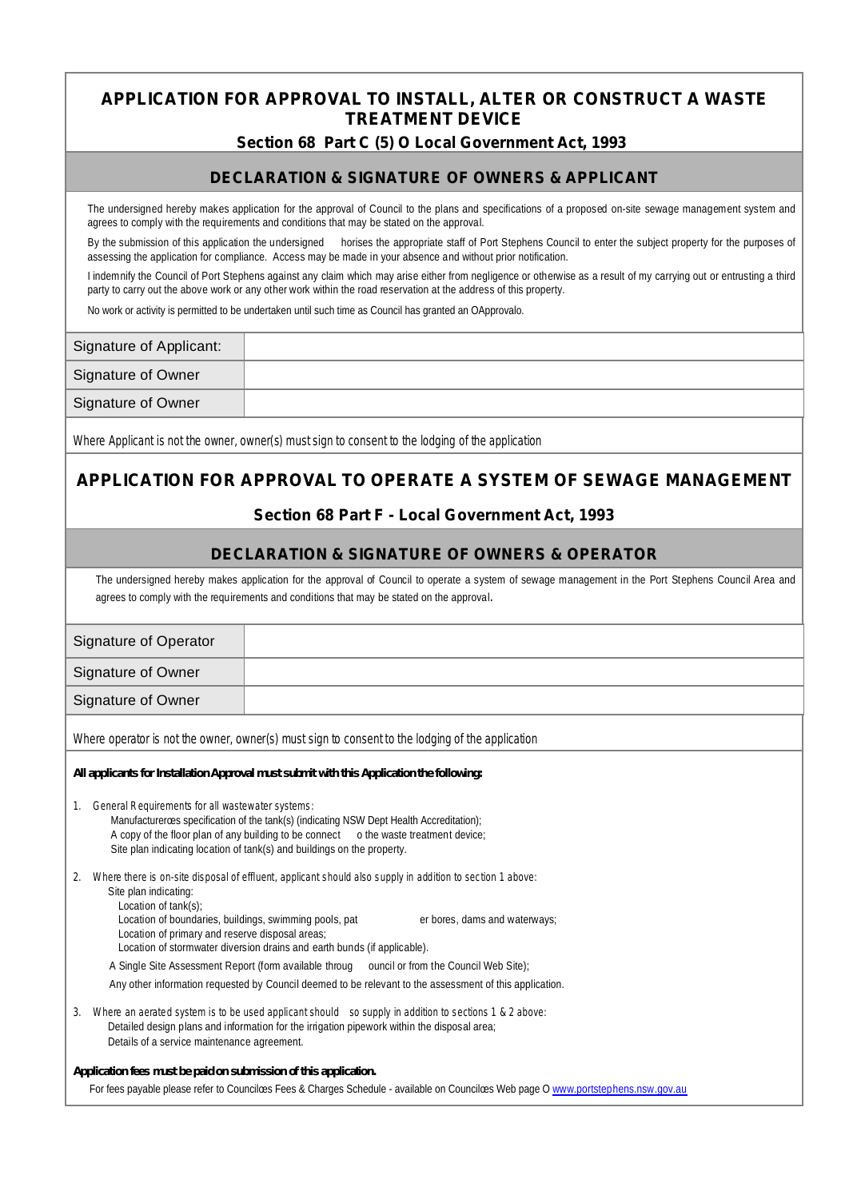## APPLICATION FOR APPROVAL TO INSTALL, ALTER OR CONSTRUCT A WASTE TREATMENT DEVICE

**Section 68 Part C (5) O Local Government Act, 1993**

### DECLARATION & SIGNATURE OF OWNERS & APPLICANT

The undersigned hereby makes application for the approval of Council to the plans and specifications of a proposed on-site sewage management system and agrees to comply with the requirements and conditions that may be stated on the approval.

By the submission of this application the undersigned horises the appropriate staff of Port Stephens Council to enter the subject property for the purposes of assessing the application for compliance. Access may be made in your absence and without prior notification.

I indemnify the Council of Port Stephens against any claim which may arise either from negligence or otherwise as a result of my carrying out or entrusting a third party to carry out the above work or any other work within the road reservation at the address of this property.

No work or activity is permitted to be undertaken until such time as Council has granted an OApprovalo.

| | |
|---|---|
| Signature of Applicant: | |
| Signature of Owner | |
| Signature of Owner | |

*Where Applicant is not the owner, owner(s) must sign to consent to the lodging of the application*

## APPLICATION FOR APPROVAL TO OPERATE A SYSTEM OF SEWAGE MANAGEMENT

**Section 68 Part F - Local Government Act, 1993**

### DECLARATION & SIGNATURE OF OWNERS & OPERATOR

The undersigned hereby makes application for the approval of Council to operate a system of sewage management in the Port Stephens Council Area and agrees to comply with the requirements and conditions that may be stated on the approval.

| | |
|---|---|
| Signature of Operator | |
| Signature of Owner | |
| Signature of Owner | |

*Where operator is not the owner, owner(s) must sign to consent to the lodging of the application*

**All applicants for Installation Approval must submit with this Application the following:**

1. *General Requirements for all wastewater systems:*
   - Manufacturerœs specification of the tank(s) (indicating NSW Dept Health Accreditation);
   - A copy of the floor plan of any building to be connect o the waste treatment device;
   - Site plan indicating location of tank(s) and buildings on the property.

2. *Where there is on-site disposal of effluent, applicant should also supply in addition to section 1 above:*
   - Site plan indicating:
     - Location of tank(s);
     - Location of boundaries, buildings, swimming pools, pat er bores, dams and waterways;
     - Location of primary and reserve disposal areas;
     - Location of stormwater diversion drains and earth bunds (if applicable).
   - A Single Site Assessment Report (form available throug ouncil or from the Council Web Site);
   - Any other information requested by Council deemed to be relevant to the assessment of this application.

3. *Where an aerated system is to be used applicant should so supply in addition to sections 1 & 2 above:*
   - Detailed design plans and information for the irrigation pipework within the disposal area;
   - Details of a service maintenance agreement.

**Application fees must be paid on submission of this application.**

For fees payable please refer to Councilœs Fees & Charges Schedule - available on Councilœs Web page O www.portstephens.nsw.gov.au